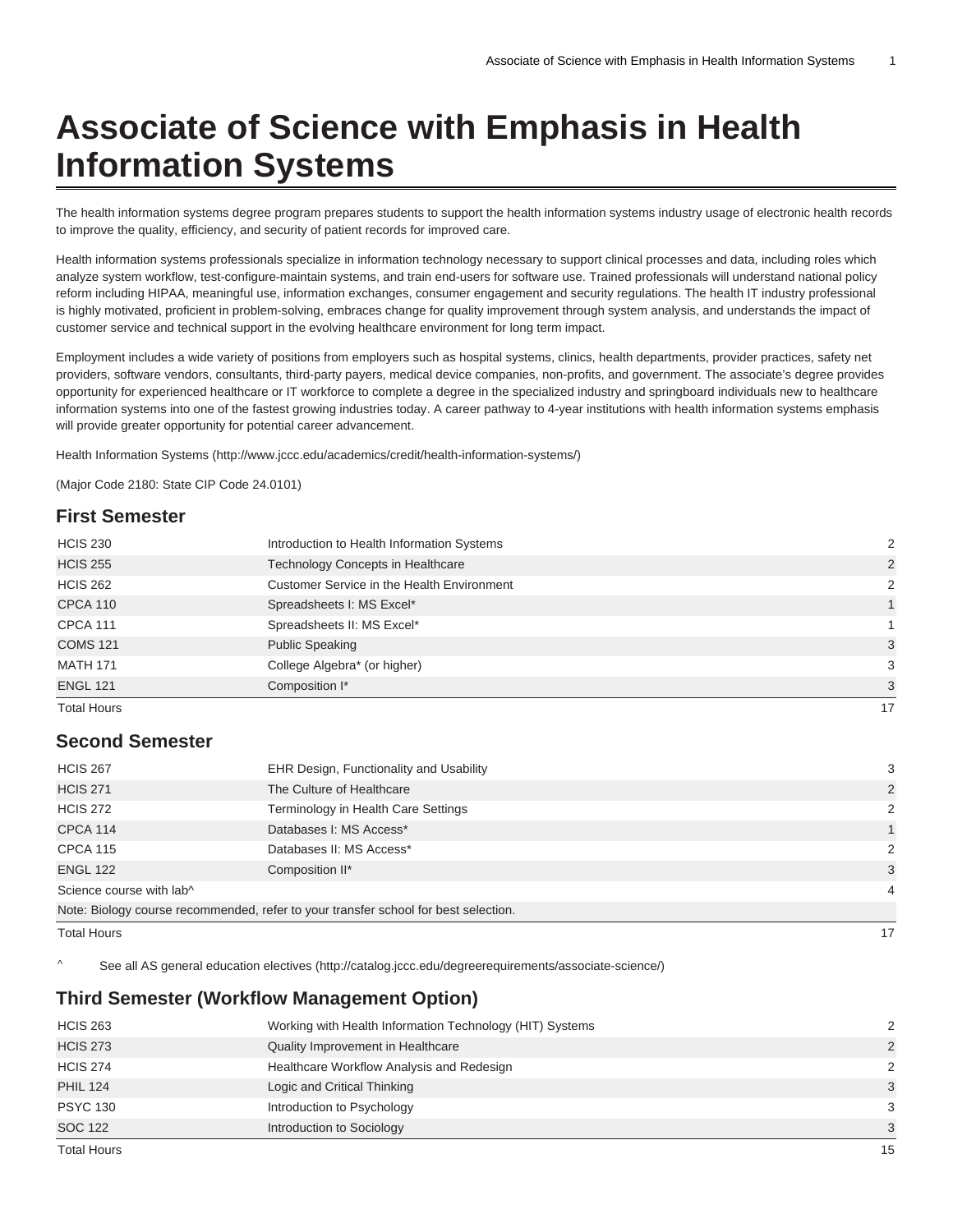# Associate of Science with Emphasis in Health Information Systems

The health information systems degree program prepares students to support the health information systems industry usage of electronic health records to improve the quality, efficiency, and security of patient records for improved care.

Health information systems professionals specialize in information technology necessary to support clinical processes and data, including roles which analyze system workflow, test-configure-maintain systems, and train end-users for software use. Trained professionals will understand national policy reform including HIPAA, meaningful use, information exchanges, consumer engagement and security regulations. The health IT industry professional is highly motivated, proficient in problem-solving, embraces change for quality improvement through system analysis, and understands the impact of customer service and technical support in the evolving healthcare environment for long term impact.

Employment includes a wide variety of positions from employers such as hospital systems, clinics, health departments, provider practices, safety net providers, software vendors, consultants, third-party payers, medical device companies, non-profits, and government. The associate's degree provides opportunity for experienced healthcare or IT workforce to complete a degree in the specialized industry and springboard individuals new to healthcare information systems into one of the fastest growing industries today. A career pathway to 4-year institutions with health information systems emphasis will provide greater opportunity for potential career advancement.

Health Information Systems (http://www.jccc.edu/academics/credit/health-information-systems/)

(Major Code 2180: State CIP Code 24.0101)

## First Semester

| | | |
|---|---|---|
| HCIS 230 | Introduction to Health Information Systems | 2 |
| HCIS 255 | Technology Concepts in Healthcare | 2 |
| HCIS 262 | Customer Service in the Health Environment | 2 |
| CPCA 110 | Spreadsheets I: MS Excel* | 1 |
| CPCA 111 | Spreadsheets II: MS Excel* | 1 |
| COMS 121 | Public Speaking | 3 |
| MATH 171 | College Algebra* (or higher) | 3 |
| ENGL 121 | Composition I* | 3 |
| Total Hours | | 17 |

## Second Semester

| | | |
|---|---|---|
| HCIS 267 | EHR Design, Functionality and Usability | 3 |
| HCIS 271 | The Culture of Healthcare | 2 |
| HCIS 272 | Terminology in Health Care Settings | 2 |
| CPCA 114 | Databases I: MS Access* | 1 |
| CPCA 115 | Databases II: MS Access* | 2 |
| ENGL 122 | Composition II* | 3 |
| Science course with lab^ | | 4 |
| Note: Biology course recommended, refer to your transfer school for best selection. | | |
| Total Hours | | 17 |

^ See all AS general education electives (http://catalog.jccc.edu/degreerequirements/associate-science/)

## Third Semester (Workflow Management Option)

| | | |
|---|---|---|
| HCIS 263 | Working with Health Information Technology (HIT) Systems | 2 |
| HCIS 273 | Quality Improvement in Healthcare | 2 |
| HCIS 274 | Healthcare Workflow Analysis and Redesign | 2 |
| PHIL 124 | Logic and Critical Thinking | 3 |
| PSYC 130 | Introduction to Psychology | 3 |
| SOC 122 | Introduction to Sociology | 3 |
| Total Hours | | 15 |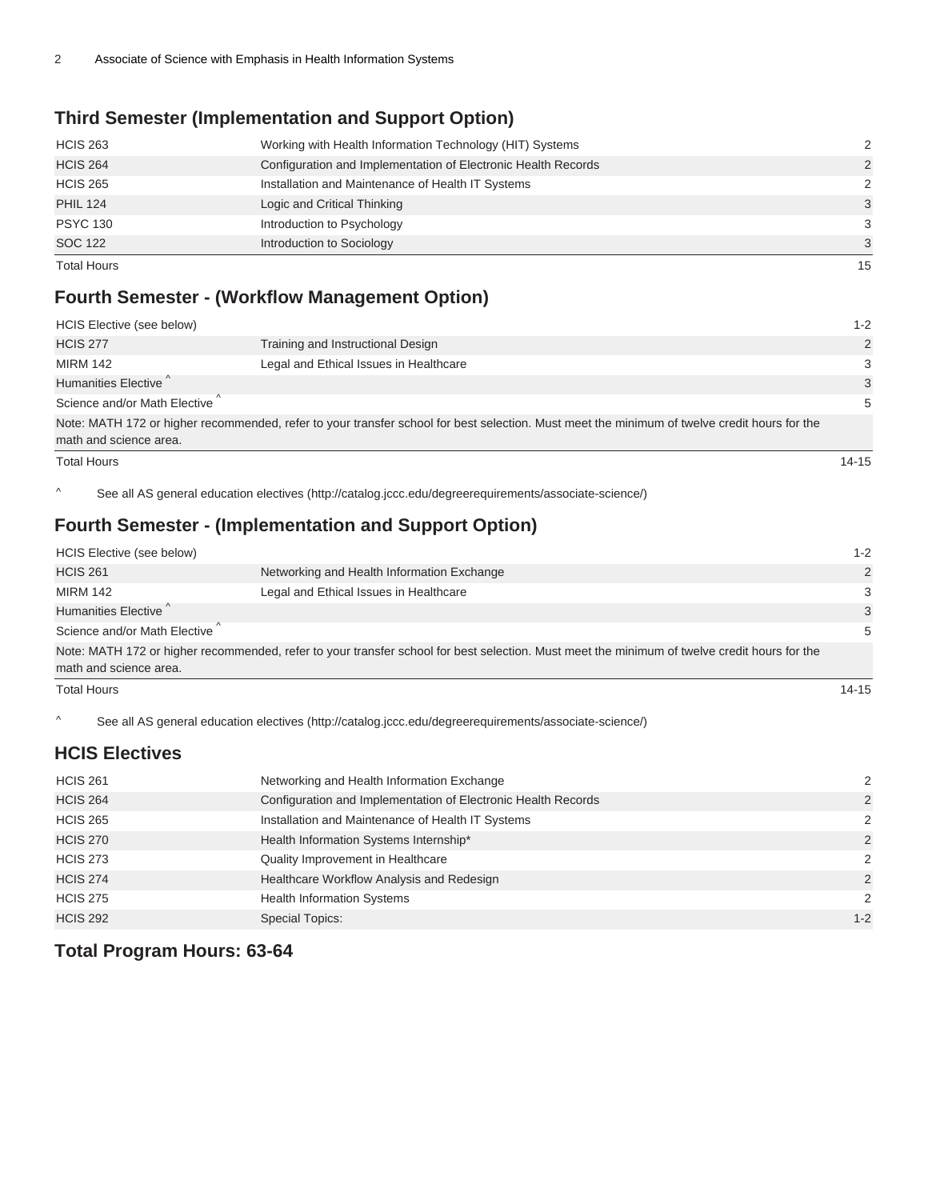## Third Semester (Implementation and Support Option)

| | | |
|---|---|---|
| HCIS 263 | Working with Health Information Technology (HIT) Systems | 2 |
| HCIS 264 | Configuration and Implementation of Electronic Health Records | 2 |
| HCIS 265 | Installation and Maintenance of Health IT Systems | 2 |
| PHIL 124 | Logic and Critical Thinking | 3 |
| PSYC 130 | Introduction to Psychology | 3 |
| SOC 122 | Introduction to Sociology | 3 |
| Total Hours | | 15 |

## Fourth Semester - (Workflow Management Option)

| | | |
|---|---|---|
| HCIS Elective (see below) | | 1-2 |
| HCIS 277 | Training and Instructional Design | 2 |
| MIRM 142 | Legal and Ethical Issues in Healthcare | 3 |
| Humanities Elective ^ | | 3 |
| Science and/or Math Elective ^ | | 5 |
| Note: MATH 172 or higher recommended, refer to your transfer school for best selection. Must meet the minimum of twelve credit hours for the math and science area. | | |
| Total Hours | | 14-15 |

^ See all AS general education electives (http://catalog.jccc.edu/degreerequirements/associate-science/)

## Fourth Semester - (Implementation and Support Option)

| | | |
|---|---|---|
| HCIS Elective (see below) | | 1-2 |
| HCIS 261 | Networking and Health Information Exchange | 2 |
| MIRM 142 | Legal and Ethical Issues in Healthcare | 3 |
| Humanities Elective ^ | | 3 |
| Science and/or Math Elective ^ | | 5 |
| Note: MATH 172 or higher recommended, refer to your transfer school for best selection. Must meet the minimum of twelve credit hours for the math and science area. | | |
| Total Hours | | 14-15 |

^ See all AS general education electives (http://catalog.jccc.edu/degreerequirements/associate-science/)

## HCIS Electives

| | | |
|---|---|---|
| HCIS 261 | Networking and Health Information Exchange | 2 |
| HCIS 264 | Configuration and Implementation of Electronic Health Records | 2 |
| HCIS 265 | Installation and Maintenance of Health IT Systems | 2 |
| HCIS 270 | Health Information Systems Internship* | 2 |
| HCIS 273 | Quality Improvement in Healthcare | 2 |
| HCIS 274 | Healthcare Workflow Analysis and Redesign | 2 |
| HCIS 275 | Health Information Systems | 2 |
| HCIS 292 | Special Topics: | 1-2 |

## Total Program Hours: 63-64